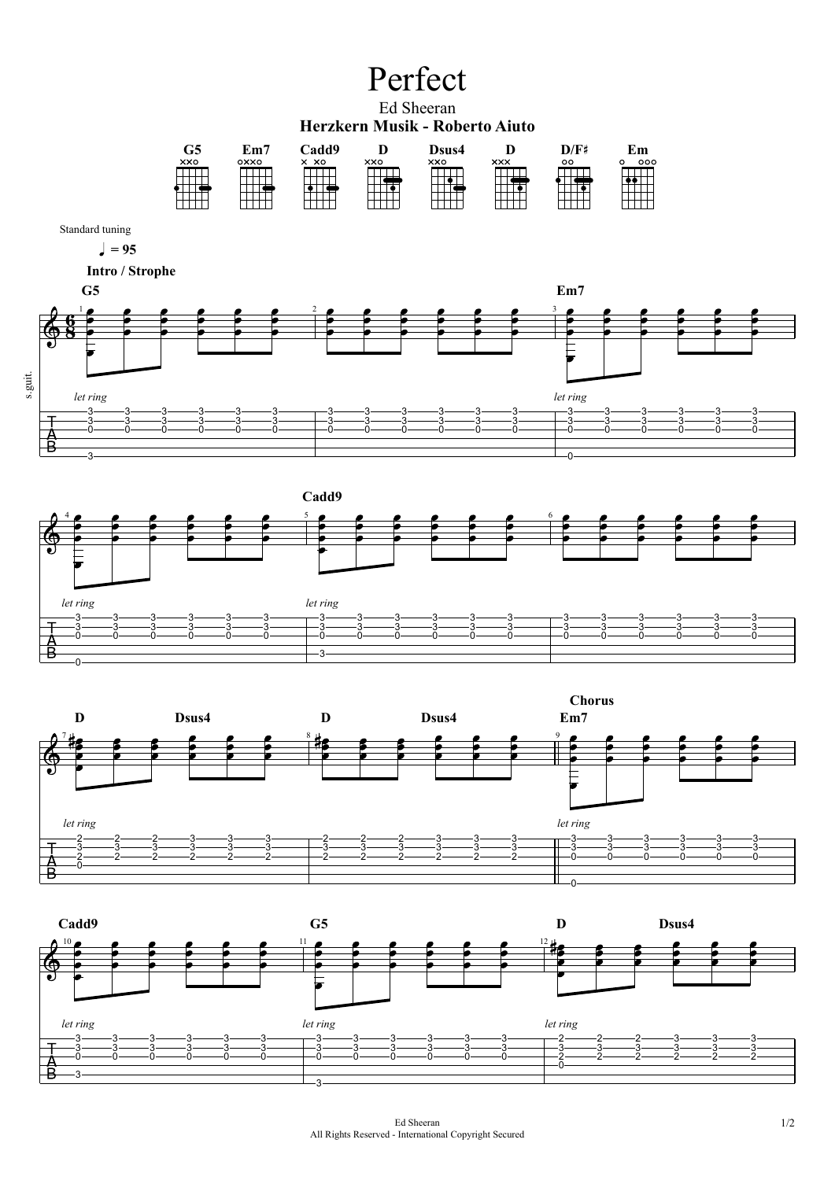# Perfect

Ed Sheeran

**Herzkern Musik - Roberto Aiuto**

**G5** **Em7** **Cadd9** **D** **Dsus4** **D** **D/F♯** **Em**

Standard tuning

♩ = 95

**Intro / Strophe**

**G5** | | **Em7** | | **Cadd9** | | **D** **Dsus4** | **D** **Dsus4** |

s.guit.

*let ring*

**Chorus**

**Em7** | **Cadd9** | **G5** | **D** **Dsus4** |

*let ring*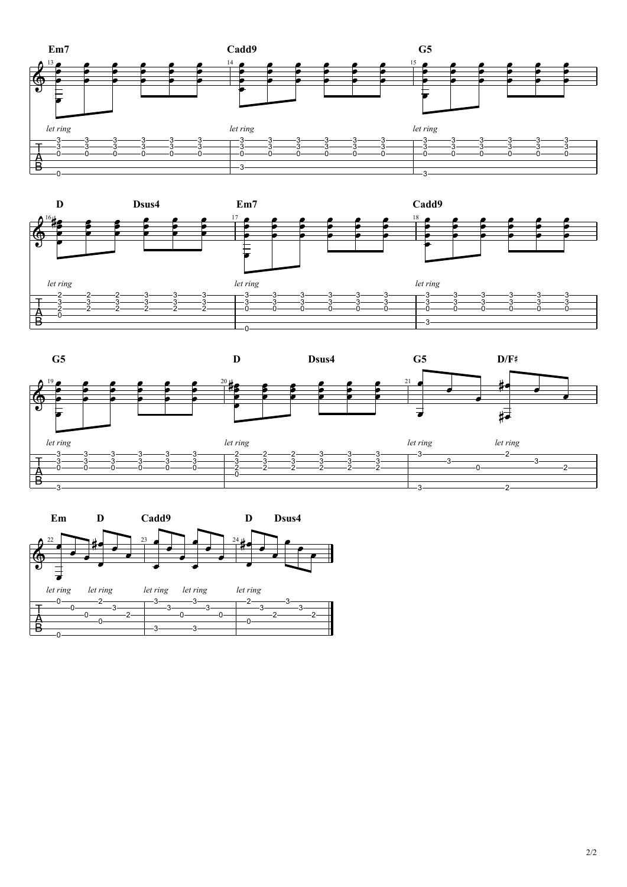Em7 Cadd9 G5

let ring let ring let ring

D Dsus4 Em7 Cadd9

let ring let ring let ring

G5 D Dsus4 G5 D/F♯

let ring let ring let ring let ring

Em D Cadd9 D Dsus4

let ring let ring let ring let ring let ring